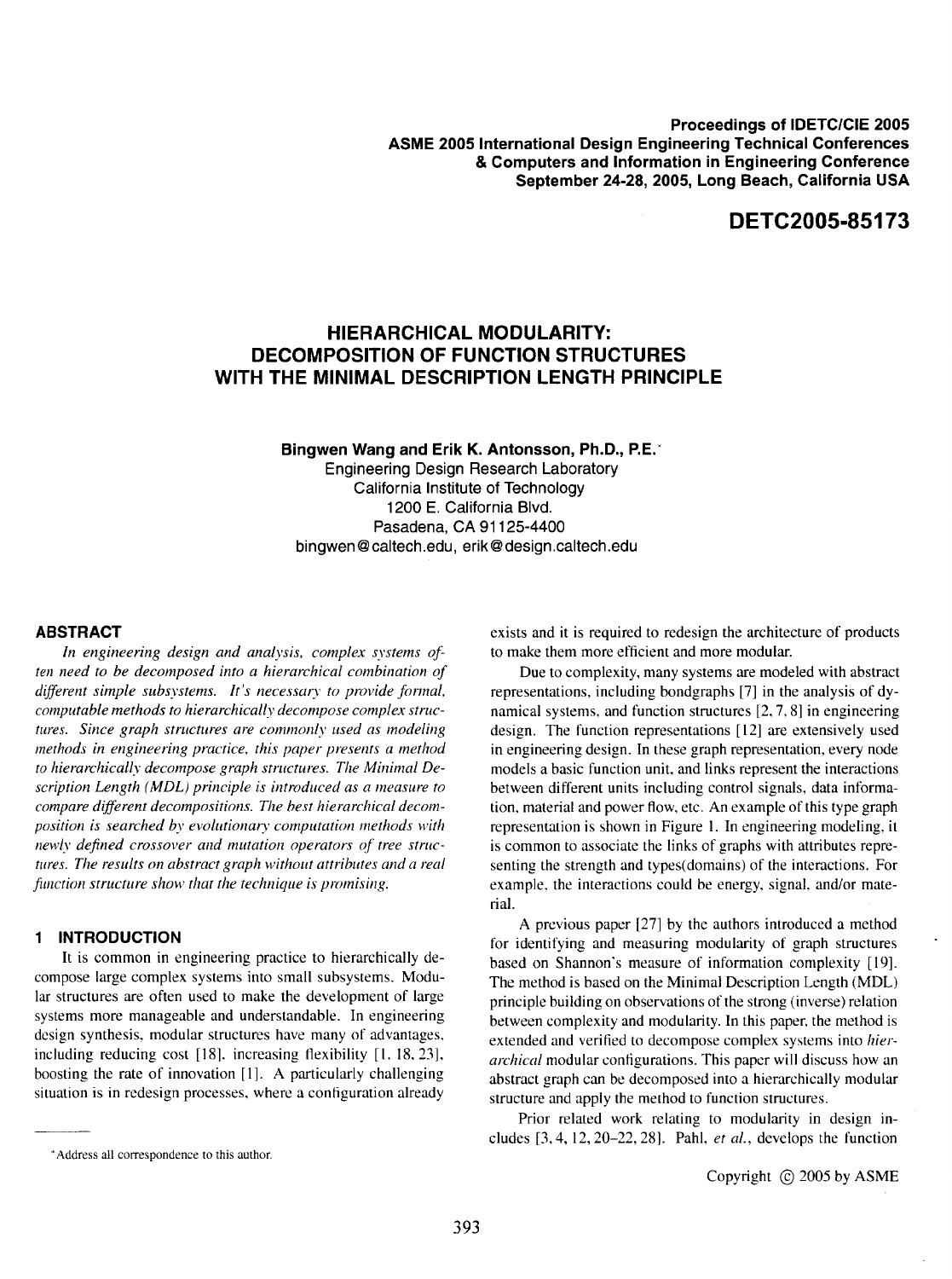**Proceedings of IDETC/CIE 2005**
**ASME 2005 International Design Engineering Technical Conferences**
**& Computers and Information in Engineering Conference**
**September 24-28, 2005, Long Beach, California USA**

## DETC2005-85173

# HIERARCHICAL MODULARITY: DECOMPOSITION OF FUNCTION STRUCTURES WITH THE MINIMAL DESCRIPTION LENGTH PRINCIPLE

**Bingwen Wang and Erik K. Antonsson, Ph.D., P.E.***

Engineering Design Research Laboratory
California Institute of Technology
1200 E. California Blvd.
Pasadena, CA 91125-4400
bingwen@caltech.edu, erik@design.caltech.edu

## ABSTRACT

*In engineering design and analysis, complex systems often need to be decomposed into a hierarchical combination of different simple subsystems. It's necessary to provide formal, computable methods to hierarchically decompose complex structures. Since graph structures are commonly used as modeling methods in engineering practice, this paper presents a method to hierarchically decompose graph structures. The Minimal Description Length (MDL) principle is introduced as a measure to compare different decompositions. The best hierarchical decomposition is searched by evolutionary computation methods with newly defined crossover and mutation operators of tree structures. The results on abstract graph without attributes and a real function structure show that the technique is promising.*

## 1 INTRODUCTION

It is common in engineering practice to hierarchically decompose large complex systems into small subsystems. Modular structures are often used to make the development of large systems more manageable and understandable. In engineering design synthesis, modular structures have many of advantages, including reducing cost [18], increasing flexibility [1, 18, 23], boosting the rate of innovation [1]. A particularly challenging situation is in redesign processes, where a configuration already exists and it is required to redesign the architecture of products to make them more efficient and more modular.

Due to complexity, many systems are modeled with abstract representations, including bondgraphs [7] in the analysis of dynamical systems, and function structures [2, 7, 8] in engineering design. The function representations [12] are extensively used in engineering design. In these graph representation, every node models a basic function unit, and links represent the interactions between different units including control signals, data information, material and power flow, etc. An example of this type graph representation is shown in Figure 1. In engineering modeling, it is common to associate the links of graphs with attributes representing the strength and types(domains) of the interactions. For example, the interactions could be energy, signal, and/or material.

A previous paper [27] by the authors introduced a method for identifying and measuring modularity of graph structures based on Shannon's measure of information complexity [19]. The method is based on the Minimal Description Length (MDL) principle building on observations of the strong (inverse) relation between complexity and modularity. In this paper, the method is extended and verified to decompose complex systems into *hierarchical* modular configurations. This paper will discuss how an abstract graph can be decomposed into a hierarchically modular structure and apply the method to function structures.

Prior related work relating to modularity in design includes [3, 4, 12, 20–22, 28]. Pahl, *et al.*, develops the function

*Address all correspondence to this author.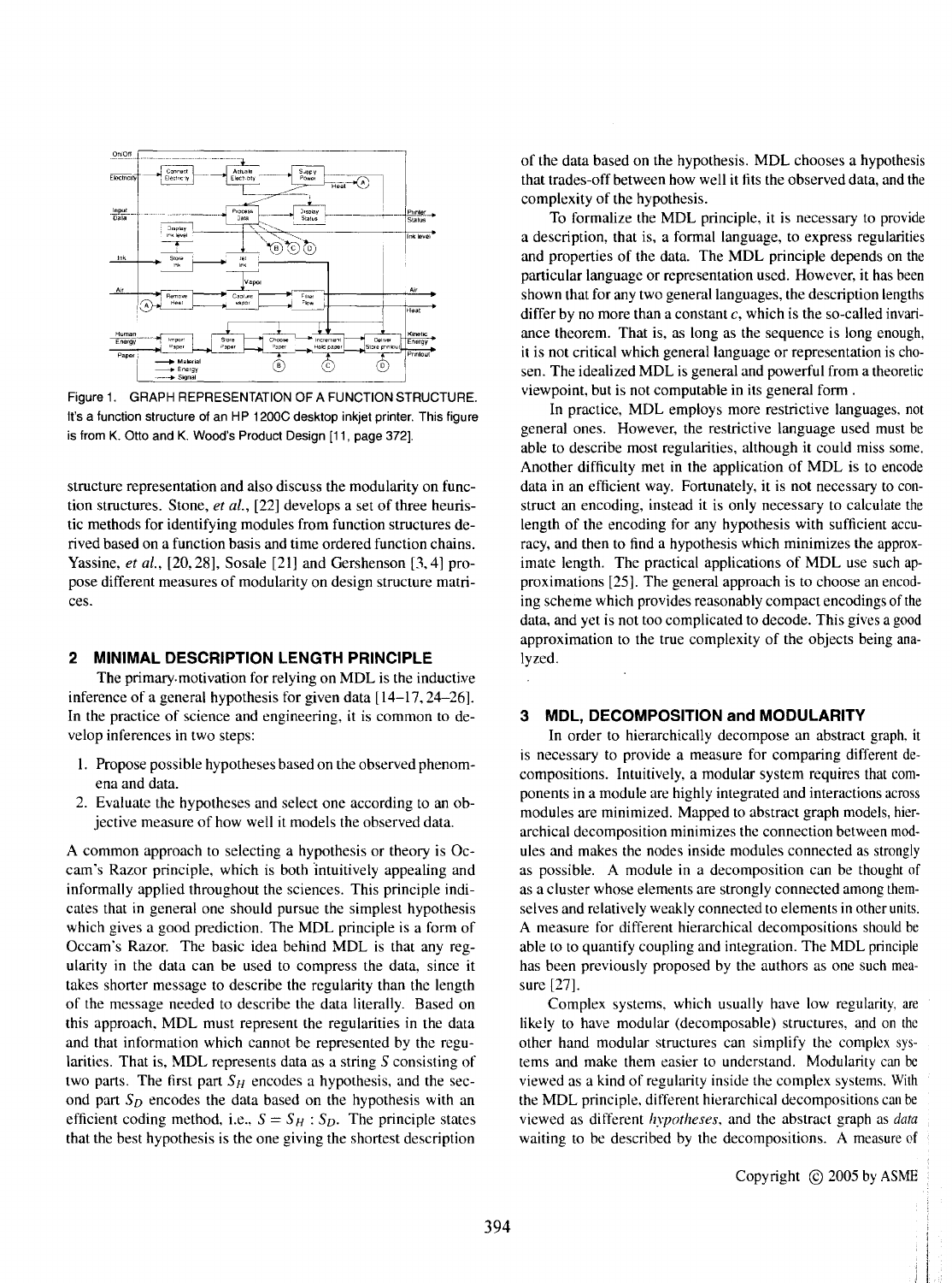Figure 1. GRAPH REPRESENTATION OF A FUNCTION STRUCTURE. It's a function structure of an HP 1200C desktop inkjet printer. This figure is from K. Otto and K. Wood's Product Design [11, page 372].

structure representation and also discuss the modularity on function structures. Stone, *et al.*, [22] develops a set of three heuristic methods for identifying modules from function structures derived based on a function basis and time ordered function chains. Yassine, *et al.*, [20, 28], Sosale [21] and Gershenson [3, 4] propose different measures of modularity on design structure matrices.

## 2 MINIMAL DESCRIPTION LENGTH PRINCIPLE

The primary motivation for relying on MDL is the inductive inference of a general hypothesis for given data [14–17, 24–26]. In the practice of science and engineering, it is common to develop inferences in two steps:

1. Propose possible hypotheses based on the observed phenomena and data.
2. Evaluate the hypotheses and select one according to an objective measure of how well it models the observed data.

A common approach to selecting a hypothesis or theory is Occam's Razor principle, which is both intuitively appealing and informally applied throughout the sciences. This principle indicates that in general one should pursue the simplest hypothesis which gives a good prediction. The MDL principle is a form of Occam's Razor. The basic idea behind MDL is that any regularity in the data can be used to compress the data, since it takes shorter message to describe the regularity than the length of the message needed to describe the data literally. Based on this approach, MDL must represent the regularities in the data and that information which cannot be represented by the regularities. That is, MDL represents data as a string $S$ consisting of two parts. The first part $S_H$ encodes a hypothesis, and the second part $S_D$ encodes the data based on the hypothesis with an efficient coding method, i.e., $S = S_H : S_D$. The principle states that the best hypothesis is the one giving the shortest description of the data based on the hypothesis. MDL chooses a hypothesis that trades-off between how well it fits the observed data, and the complexity of the hypothesis.

To formalize the MDL principle, it is necessary to provide a description, that is, a formal language, to express regularities and properties of the data. The MDL principle depends on the particular language or representation used. However, it has been shown that for any two general languages, the description lengths differ by no more than a constant $c$, which is the so-called invariance theorem. That is, as long as the sequence is long enough, it is not critical which general language or representation is chosen. The idealized MDL is general and powerful from a theoretic viewpoint, but is not computable in its general form.

In practice, MDL employs more restrictive languages, not general ones. However, the restrictive language used must be able to describe most regularities, although it could miss some. Another difficulty met in the application of MDL is to encode data in an efficient way. Fortunately, it is not necessary to construct an encoding, instead it is only necessary to calculate the length of the encoding for any hypothesis with sufficient accuracy, and then to find a hypothesis which minimizes the approximate length. The practical applications of MDL use such approximations [25]. The general approach is to choose an encoding scheme which provides reasonably compact encodings of the data, and yet is not too complicated to decode. This gives a good approximation to the true complexity of the objects being analyzed.

## 3 MDL, DECOMPOSITION and MODULARITY

In order to hierarchically decompose an abstract graph, it is necessary to provide a measure for comparing different decompositions. Intuitively, a modular system requires that components in a module are highly integrated and interactions across modules are minimized. Mapped to abstract graph models, hierarchical decomposition minimizes the connection between modules and makes the nodes inside modules connected as strongly as possible. A module in a decomposition can be thought of as a cluster whose elements are strongly connected among themselves and relatively weakly connected to elements in other units. A measure for different hierarchical decompositions should be able to to quantify coupling and integration. The MDL principle has been previously proposed by the authors as one such measure [27].

Complex systems, which usually have low regularity, are likely to have modular (decomposable) structures, and on the other hand modular structures can simplify the complex systems and make them easier to understand. Modularity can be viewed as a kind of regularity inside the complex systems. With the MDL principle, different hierarchical decompositions can be viewed as different *hypotheses*, and the abstract graph as *data* waiting to be described by the decompositions. A measure of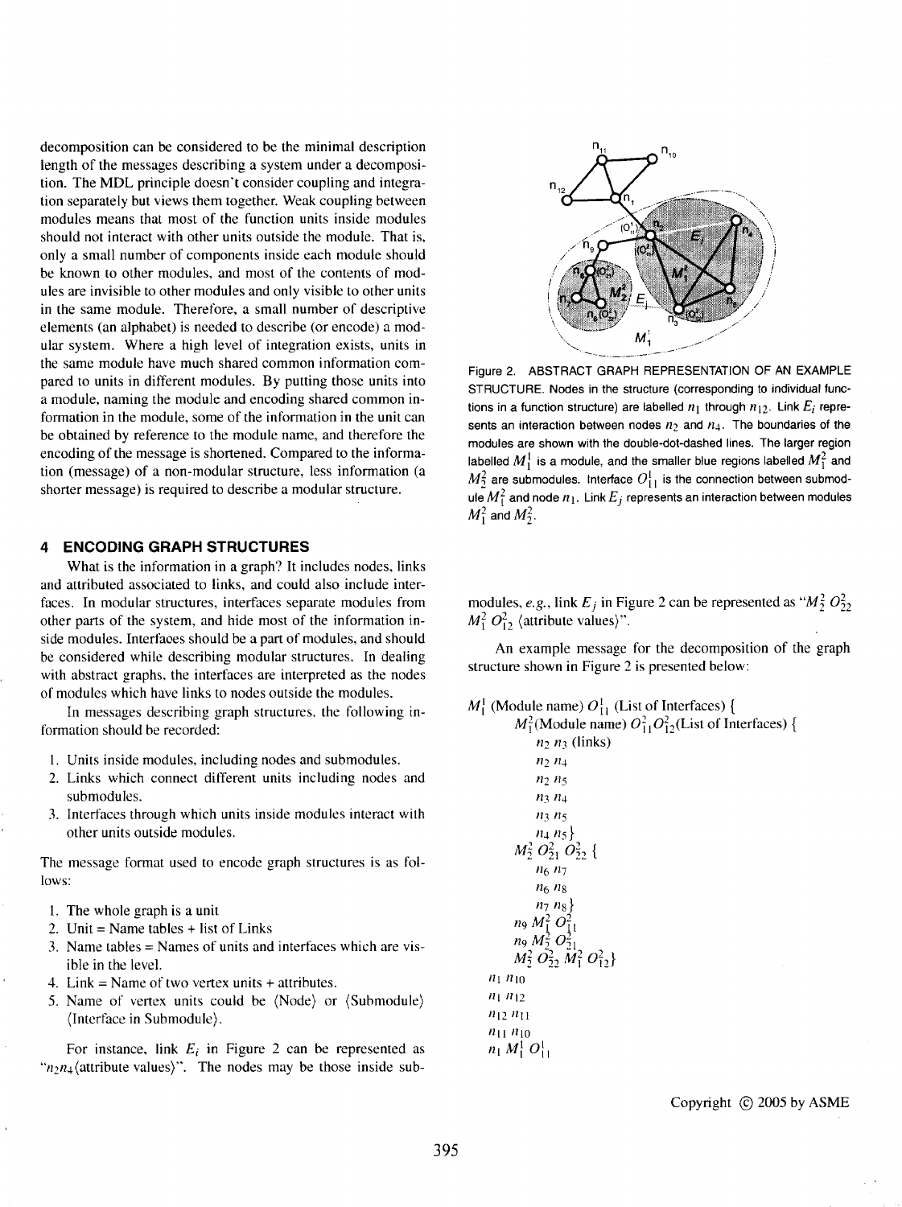decomposition can be considered to be the minimal description length of the messages describing a system under a decomposition. The MDL principle doesn't consider coupling and integration separately but views them together. Weak coupling between modules means that most of the function units inside modules should not interact with other units outside the module. That is, only a small number of components inside each module should be known to other modules, and most of the contents of modules are invisible to other modules and only visible to other units in the same module. Therefore, a small number of descriptive elements (an alphabet) is needed to describe (or encode) a modular system. Where a high level of integration exists, units in the same module have much shared common information compared to units in different modules. By putting those units into a module, naming the module and encoding shared common information in the module, some of the information in the unit can be obtained by reference to the module name, and therefore the encoding of the message is shortened. Compared to the information (message) of a non-modular structure, less information (a shorter message) is required to describe a modular structure.

## 4 ENCODING GRAPH STRUCTURES

What is the information in a graph? It includes nodes, links and attributed associated to links, and could also include interfaces. In modular structures, interfaces separate modules from other parts of the system, and hide most of the information inside modules. Interfaces should be a part of modules, and should be considered while describing modular structures. In dealing with abstract graphs, the interfaces are interpreted as the nodes of modules which have links to nodes outside the modules.

In messages describing graph structures, the following information should be recorded:

1. Units inside modules, including nodes and submodules.
2. Links which connect different units including nodes and submodules.
3. Interfaces through which units inside modules interact with other units outside modules.

The message format used to encode graph structures is as follows:

1. The whole graph is a unit
2. Unit = Name tables + list of Links
3. Name tables = Names of units and interfaces which are visible in the level.
4. Link = Name of two vertex units + attributes.
5. Name of vertex units could be ⟨Node⟩ or ⟨Submodule⟩ ⟨Interface in Submodule⟩.

For instance, link $E_i$ in Figure 2 can be represented as "$n_2 n_4$⟨attribute values⟩". The nodes may be those inside sub-

Figure 2. ABSTRACT GRAPH REPRESENTATION OF AN EXAMPLE STRUCTURE. Nodes in the structure (corresponding to individual functions in a function structure) are labelled $n_1$ through $n_{12}$. Link $E_i$ represents an interaction between nodes $n_2$ and $n_4$. The boundaries of the modules are shown with the double-dot-dashed lines. The larger region labelled $M_1^1$ is a module, and the smaller blue regions labelled $M_1^2$ and $M_2^2$ are submodules. Interface $O_{11}^1$ is the connection between submodule $M_1^2$ and node $n_1$. Link $E_j$ represents an interaction between modules $M_1^2$ and $M_2^2$.

modules, *e.g.*, link $E_j$ in Figure 2 can be represented as "$M_2^2\ O_{22}^2\ M_1^2\ O_{12}^2$ ⟨attribute values⟩".

An example message for the decomposition of the graph structure shown in Figure 2 is presented below:

$M_1^1$ (Module name) $O_{11}^1$ (List of Interfaces) {
  $M_1^2$(Module name) $O_{11}^2 O_{12}^2$(List of Interfaces) {
    $n_2\ n_3$ (links)
    $n_2\ n_4$
    $n_2\ n_5$
    $n_3\ n_4$
    $n_3\ n_5$
    $n_4\ n_5$}
  $M_2^2\ O_{21}^2\ O_{22}^2$ {
    $n_6\ n_7$
    $n_6\ n_8$
    $n_7\ n_8$}
  $n_9\ M_1^2\ O_{11}^2$
  $n_9\ M_2^2\ O_{21}^2$
  $M_2^2\ O_{22}^2\ M_1^2\ O_{12}^2$}
$n_1\ n_{10}$
$n_1\ n_{12}$
$n_{12}\ n_{11}$
$n_{11}\ n_{10}$
$n_1\ M_1^1\ O_{11}^1$

Copyright © 2005 by ASME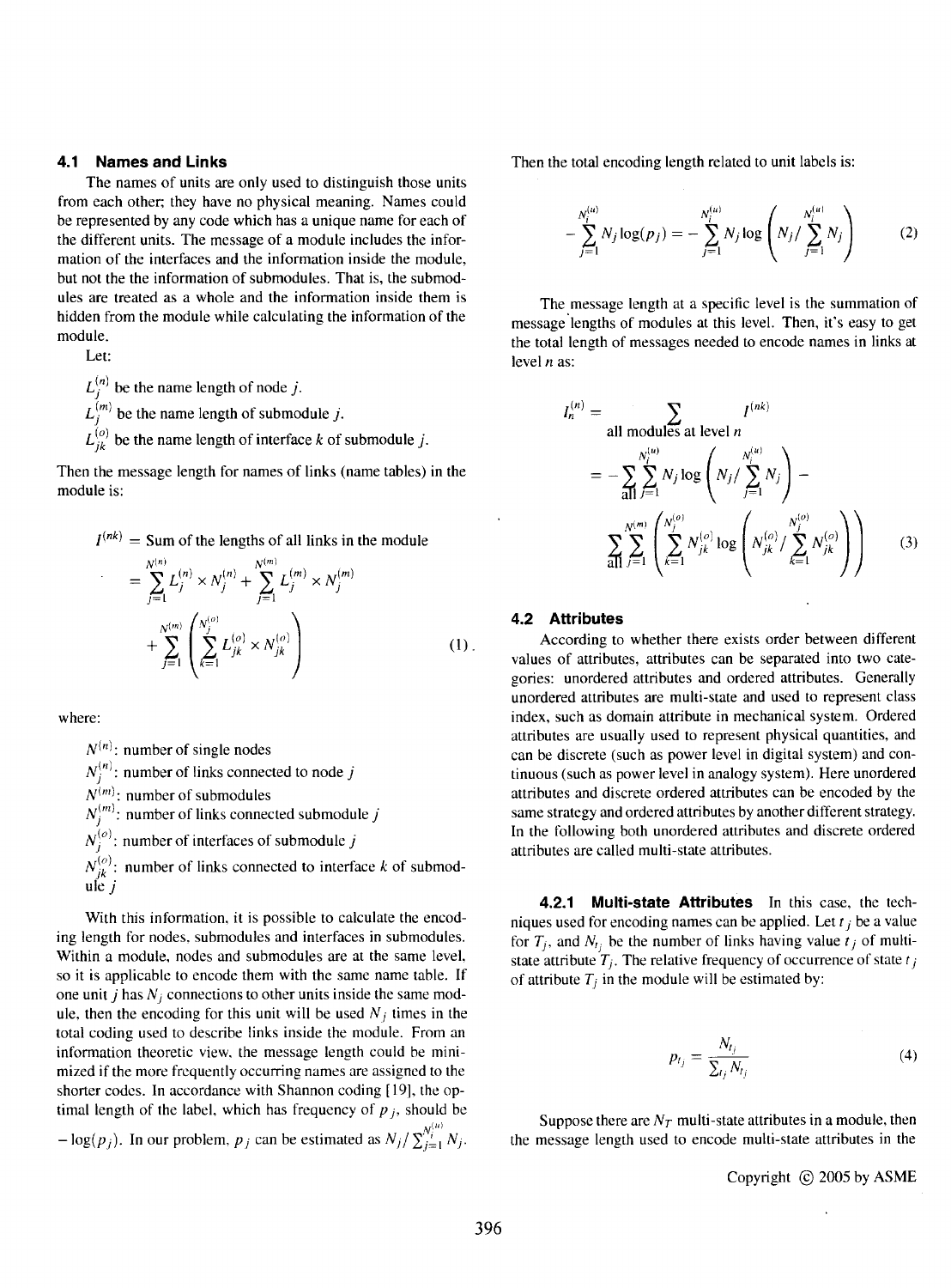### 4.1 Names and Links

The names of units are only used to distinguish those units from each other; they have no physical meaning. Names could be represented by any code which has a unique name for each of the different units. The message of a module includes the information of the interfaces and the information inside the module, but not the the information of submodules. That is, the submodules are treated as a whole and the information inside them is hidden from the module while calculating the information of the module.

Let:

$L_j^{(n)}$ be the name length of node $j$.

$L_j^{(m)}$ be the name length of submodule $j$.

$L_{jk}^{(o)}$ be the name length of interface $k$ of submodule $j$.

Then the message length for names of links (name tables) in the module is:

$$
\begin{aligned}
I^{(nk)} &= \text{Sum of the lengths of all links in the module} \\
&= \sum_{j=1}^{N^{(n)}} L_j^{(n)} \times N_j^{(n)} + \sum_{j=1}^{N^{(m)}} L_j^{(m)} \times N_j^{(m)} \\
&+ \sum_{j=1}^{N^{(m)}} \left( \sum_{k=1}^{N_j^{(o)}} L_{jk}^{(o)} \times N_{jk}^{(o)} \right)
\end{aligned}
\quad (1)
$$

where:

$N^{(n)}$: number of single nodes

$N_j^{(n)}$: number of links connected to node $j$

$N^{(m)}$: number of submodules

$N_j^{(m)}$: number of links connected submodule $j$

$N_j^{(o)}$: number of interfaces of submodule $j$

$N_{jk}^{(o)}$: number of links connected to interface $k$ of submodule $j$

With this information, it is possible to calculate the encoding length for nodes, submodules and interfaces in submodules. Within a module, nodes and submodules are at the same level, so it is applicable to encode them with the same name table. If one unit $j$ has $N_j$ connections to other units inside the same module, then the encoding for this unit will be used $N_j$ times in the total coding used to describe links inside the module. From an information theoretic view, the message length could be minimized if the more frequently occurring names are assigned to the shorter codes. In accordance with Shannon coding [19], the optimal length of the label, which has frequency of $p_j$, should be $-\log(p_j)$. In our problem, $p_j$ can be estimated as $N_j / \sum_{j=1}^{N_i^{(u)}} N_j$.

Then the total encoding length related to unit labels is:

$$
-\sum_{j=1}^{N_i^{(u)}} N_j \log(p_j) = -\sum_{j=1}^{N_i^{(u)}} N_j \log\left( N_j / \sum_{j=1}^{N_i^{(u)}} N_j \right) \quad (2)
$$

The message length at a specific level is the summation of message lengths of modules at this level. Then, it's easy to get the total length of messages needed to encode names in links at level $n$ as:

$$
\begin{aligned}
I_n^{(n)} &= \sum_{\text{all modules at level } n} I^{(nk)} \\
&= -\sum_{\text{all}} \sum_{j=1}^{N_i^{(u)}} N_j \log\left( N_j / \sum_{j=1}^{N_i^{(u)}} N_j \right) - \\
&\quad \sum_{\text{all}} \sum_{j=1}^{N^{(m)}} \left( \sum_{k=1}^{N_j^{(o)}} N_{jk}^{(o)} \log\left( N_{jk}^{(o)} / \sum_{k=1}^{N_j^{(o)}} N_{jk}^{(o)} \right) \right)
\end{aligned}
\quad (3)
$$

### 4.2 Attributes

According to whether there exists order between different values of attributes, attributes can be separated into two categories: unordered attributes and ordered attributes. Generally unordered attributes are multi-state and used to represent class index, such as domain attribute in mechanical system. Ordered attributes are usually used to represent physical quantities, and can be discrete (such as power level in digital system) and continuous (such as power level in analogy system). Here unordered attributes and discrete ordered attributes can be encoded by the same strategy and ordered attributes by another different strategy. In the following both unordered attributes and discrete ordered attributes are called multi-state attributes.

#### 4.2.1 Multi-state Attributes

In this case, the techniques used for encoding names can be applied. Let $t_j$ be a value for $T_j$, and $N_{t_j}$ be the number of links having value $t_j$ of multi-state attribute $T_j$. The relative frequency of occurrence of state $t_j$ of attribute $T_j$ in the module will be estimated by:

$$
p_{t_j} = \frac{N_{t_j}}{\sum_{t_j} N_{t_j}} \quad (4)
$$

Suppose there are $N_T$ multi-state attributes in a module, then the message length used to encode multi-state attributes in the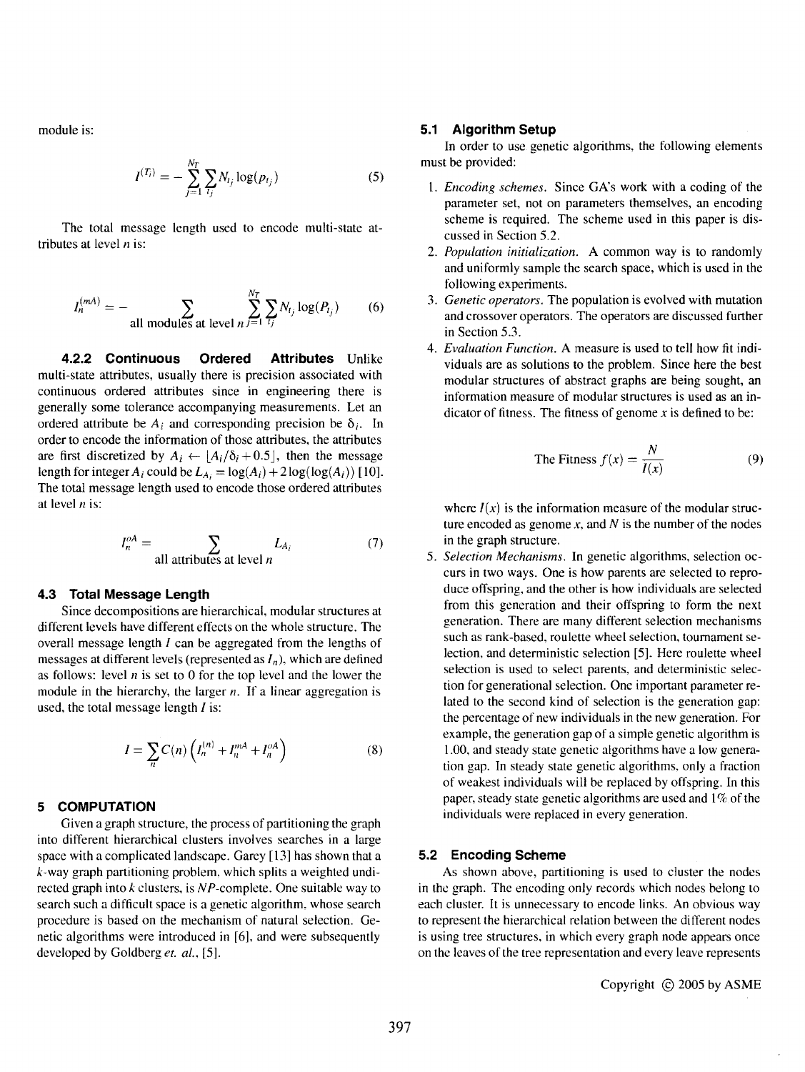module is:

$$I^{(T_i)} = -\sum_{j=1}^{N_T} \sum_{t_j} N_{t_j} \log(p_{t_j}) \tag{5}$$

The total message length used to encode multi-state attributes at level $n$ is:

$$I_n^{(mA)} = -\sum_{\text{all modules at level } n} \sum_{j=1}^{N_T} \sum_{t_j} N_{t_j} \log(P_{t_j}) \tag{6}$$

#### 4.2.2 Continuous Ordered Attributes

Unlike multi-state attributes, usually there is precision associated with continuous ordered attributes since in engineering there is generally some tolerance accompanying measurements. Let an ordered attribute be $A_i$ and corresponding precision be $\delta_i$. In order to encode the information of those attributes, the attributes are first discretized by $A_i \leftarrow \lfloor A_i/\delta_i + 0.5 \rfloor$, then the message length for integer $A_i$ could be $L_{A_i} = \log(A_i) + 2\log(\log(A_i))$ [10]. The total message length used to encode those ordered attributes at level $n$ is:

$$I_n^{oA} = \sum_{\text{all attributes at level } n} L_{A_i} \tag{7}$$

### 4.3 Total Message Length

Since decompositions are hierarchical, modular structures at different levels have different effects on the whole structure. The overall message length $I$ can be aggregated from the lengths of messages at different levels (represented as $I_n$), which are defined as follows: level $n$ is set to 0 for the top level and the lower the module in the hierarchy, the larger $n$. If a linear aggregation is used, the total message length $I$ is:

$$I = \sum_n C(n)\left(I_n^{(n)} + I_n^{mA} + I_n^{oA}\right) \tag{8}$$

## 5 COMPUTATION

Given a graph structure, the process of partitioning the graph into different hierarchical clusters involves searches in a large space with a complicated landscape. Garey [13] has shown that a $k$-way graph partitioning problem, which splits a weighted undirected graph into $k$ clusters, is $NP$-complete. One suitable way to search such a difficult space is a genetic algorithm, whose search procedure is based on the mechanism of natural selection. Genetic algorithms were introduced in [6], and were subsequently developed by Goldberg *et. al.*, [5].

### 5.1 Algorithm Setup

In order to use genetic algorithms, the following elements must be provided:

1. *Encoding schemes.* Since GA's work with a coding of the parameter set, not on parameters themselves, an encoding scheme is required. The scheme used in this paper is discussed in Section 5.2.
2. *Population initialization.* A common way is to randomly and uniformly sample the search space, which is used in the following experiments.
3. *Genetic operators.* The population is evolved with mutation and crossover operators. The operators are discussed further in Section 5.3.
4. *Evaluation Function.* A measure is used to tell how fit individuals are as solutions to the problem. Since here the best modular structures of abstract graphs are being sought, an information measure of modular structures is used as an indicator of fitness. The fitness of genome $x$ is defined to be:

$$\text{The Fitness } f(x) = \frac{N}{I(x)} \tag{9}$$

   where $I(x)$ is the information measure of the modular structure encoded as genome $x$, and $N$ is the number of the nodes in the graph structure.
5. *Selection Mechanisms.* In genetic algorithms, selection occurs in two ways. One is how parents are selected to reproduce offspring, and the other is how individuals are selected from this generation and their offspring to form the next generation. There are many different selection mechanisms such as rank-based, roulette wheel selection, tournament selection, and deterministic selection [5]. Here roulette wheel selection is used to select parents, and deterministic selection for generational selection. One important parameter related to the second kind of selection is the generation gap: the percentage of new individuals in the new generation. For example, the generation gap of a simple genetic algorithm is 1.00, and steady state genetic algorithms have a low generation gap. In steady state genetic algorithms, only a fraction of weakest individuals will be replaced by offspring. In this paper, steady state genetic algorithms are used and 1% of the individuals were replaced in every generation.

### 5.2 Encoding Scheme

As shown above, partitioning is used to cluster the nodes in the graph. The encoding only records which nodes belong to each cluster. It is unnecessary to encode links. An obvious way to represent the hierarchical relation between the different nodes is using tree structures, in which every graph node appears once on the leaves of the tree representation and every leave represents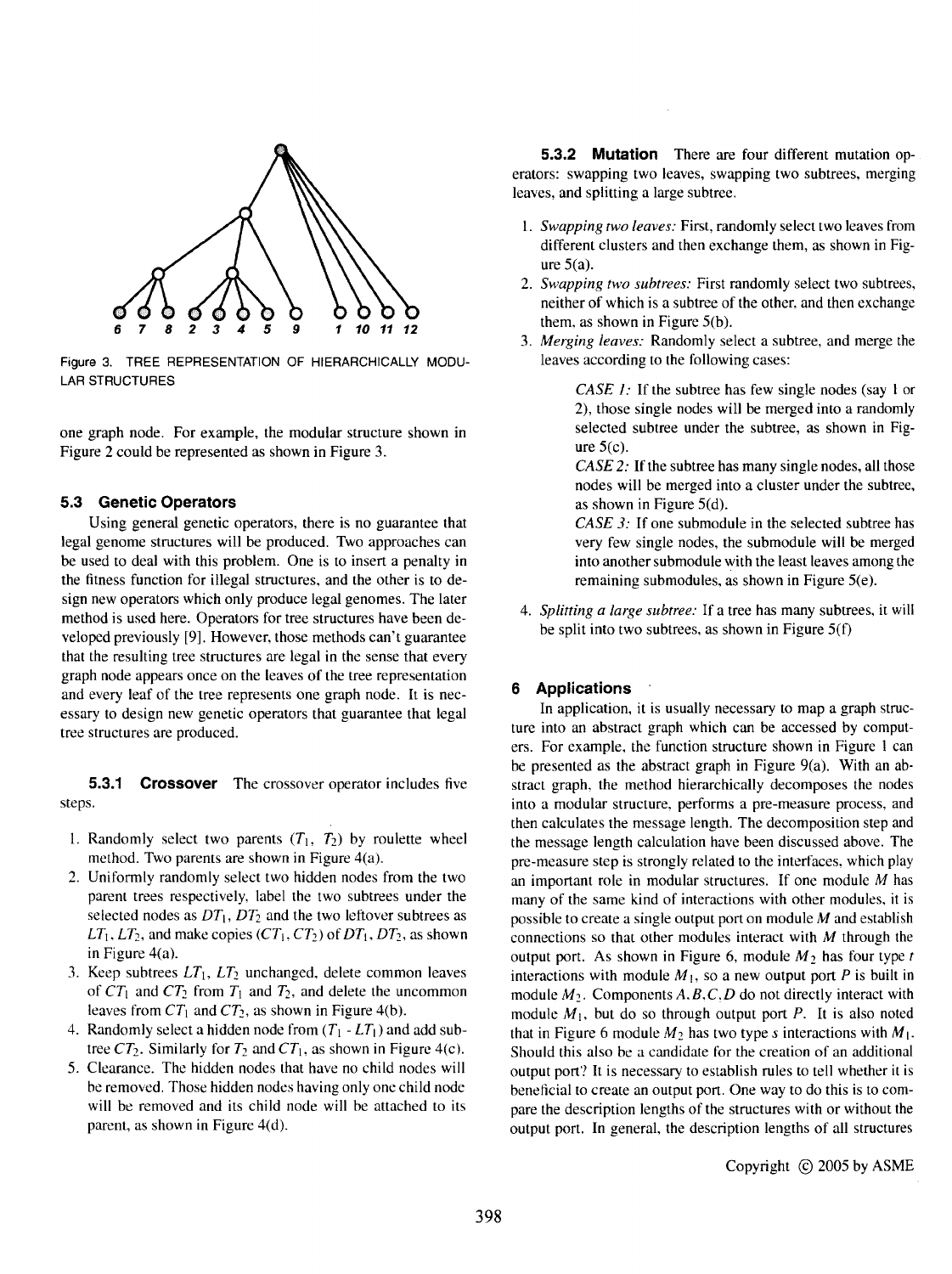6 7 8 2 3 4 5 9 1 10 11 12

Figure 3. TREE REPRESENTATION OF HIERARCHICALLY MODULAR STRUCTURES

one graph node. For example, the modular structure shown in Figure 2 could be represented as shown in Figure 3.

### 5.3 Genetic Operators

Using general genetic operators, there is no guarantee that legal genome structures will be produced. Two approaches can be used to deal with this problem. One is to insert a penalty in the fitness function for illegal structures, and the other is to design new operators which only produce legal genomes. The later method is used here. Operators for tree structures have been developed previously [9]. However, those methods can't guarantee that the resulting tree structures are legal in the sense that every graph node appears once on the leaves of the tree representation and every leaf of the tree represents one graph node. It is necessary to design new genetic operators that guarantee that legal tree structures are produced.

#### 5.3.1 Crossover

The crossover operator includes five steps.

1. Randomly select two parents ($T_1$, $T_2$) by roulette wheel method. Two parents are shown in Figure 4(a).
2. Uniformly randomly select two hidden nodes from the two parent trees respectively, label the two subtrees under the selected nodes as $DT_1$, $DT_2$ and the two leftover subtrees as $LT_1$, $LT_2$, and make copies ($CT_1$, $CT_2$) of $DT_1$, $DT_2$, as shown in Figure 4(a).
3. Keep subtrees $LT_1$, $LT_2$ unchanged, delete common leaves of $CT_1$ and $CT_2$ from $T_1$ and $T_2$, and delete the uncommon leaves from $CT_1$ and $CT_2$, as shown in Figure 4(b).
4. Randomly select a hidden node from ($T_1$ - $LT_1$) and add subtree $CT_2$. Similarly for $T_2$ and $CT_1$, as shown in Figure 4(c).
5. Clearance. The hidden nodes that have no child nodes will be removed. Those hidden nodes having only one child node will be removed and its child node will be attached to its parent, as shown in Figure 4(d).

#### 5.3.2 Mutation

There are four different mutation operators: swapping two leaves, swapping two subtrees, merging leaves, and splitting a large subtree.

1. *Swapping two leaves:* First, randomly select two leaves from different clusters and then exchange them, as shown in Figure 5(a).
2. *Swapping two subtrees:* First randomly select two subtrees, neither of which is a subtree of the other, and then exchange them, as shown in Figure 5(b).
3. *Merging leaves:* Randomly select a subtree, and merge the leaves according to the following cases:

   *CASE 1:* If the subtree has few single nodes (say 1 or 2), those single nodes will be merged into a randomly selected subtree under the subtree, as shown in Figure 5(c).

   *CASE 2:* If the subtree has many single nodes, all those nodes will be merged into a cluster under the subtree, as shown in Figure 5(d).

   *CASE 3:* If one submodule in the selected subtree has very few single nodes, the submodule will be merged into another submodule with the least leaves among the remaining submodules, as shown in Figure 5(e).

4. *Splitting a large subtree:* If a tree has many subtrees, it will be split into two subtrees, as shown in Figure 5(f)

## 6 Applications

In application, it is usually necessary to map a graph structure into an abstract graph which can be accessed by computers. For example, the function structure shown in Figure 1 can be presented as the abstract graph in Figure 9(a). With an abstract graph, the method hierarchically decomposes the nodes into a modular structure, performs a pre-measure process, and then calculates the message length. The decomposition step and the message length calculation have been discussed above. The pre-measure step is strongly related to the interfaces, which play an important role in modular structures. If one module $M$ has many of the same kind of interactions with other modules, it is possible to create a single output port on module $M$ and establish connections so that other modules interact with $M$ through the output port. As shown in Figure 6, module $M_2$ has four type $t$ interactions with module $M_1$, so a new output port $P$ is built in module $M_2$. Components $A, B, C, D$ do not directly interact with module $M_1$, but do so through output port $P$. It is also noted that in Figure 6 module $M_2$ has two type $s$ interactions with $M_1$. Should this also be a candidate for the creation of an additional output port? It is necessary to establish rules to tell whether it is beneficial to create an output port. One way to do this is to compare the description lengths of the structures with or without the output port. In general, the description lengths of all structures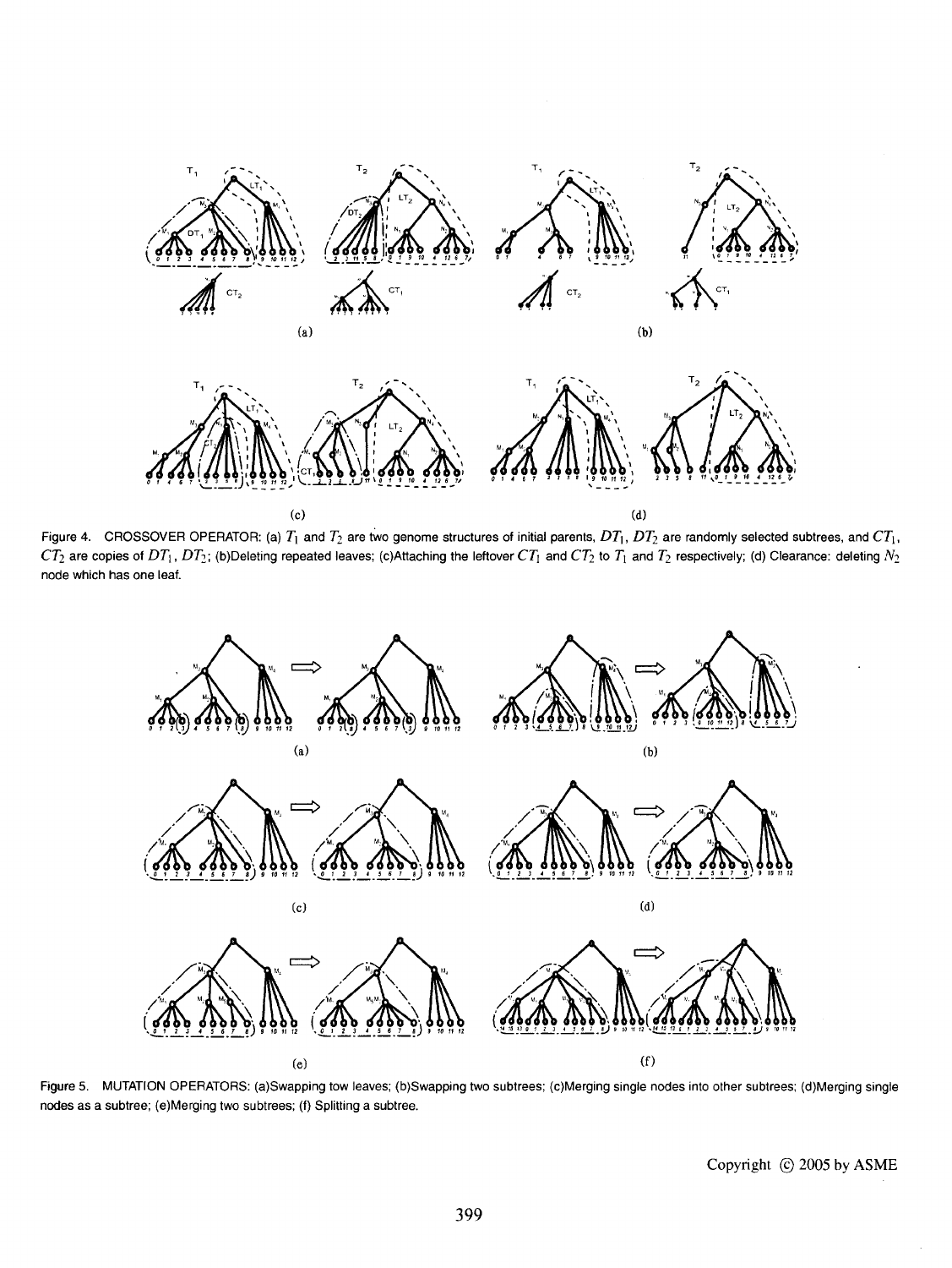Figure 4. CROSSOVER OPERATOR: (a) $T_1$ and $T_2$ are two genome structures of initial parents, $DT_1$, $DT_2$ are randomly selected subtrees, and $CT_1$, $CT_2$ are copies of $DT_1$, $DT_2$; (b)Deleting repeated leaves; (c)Attaching the leftover $CT_1$ and $CT_2$ to $T_1$ and $T_2$ respectively; (d) Clearance: deleting $N_2$ node which has one leaf.

Figure 5. MUTATION OPERATORS: (a)Swapping tow leaves; (b)Swapping two subtrees; (c)Merging single nodes into other subtrees; (d)Merging single nodes as a subtree; (e)Merging two subtrees; (f) Splitting a subtree.

Copyright © 2005 by ASME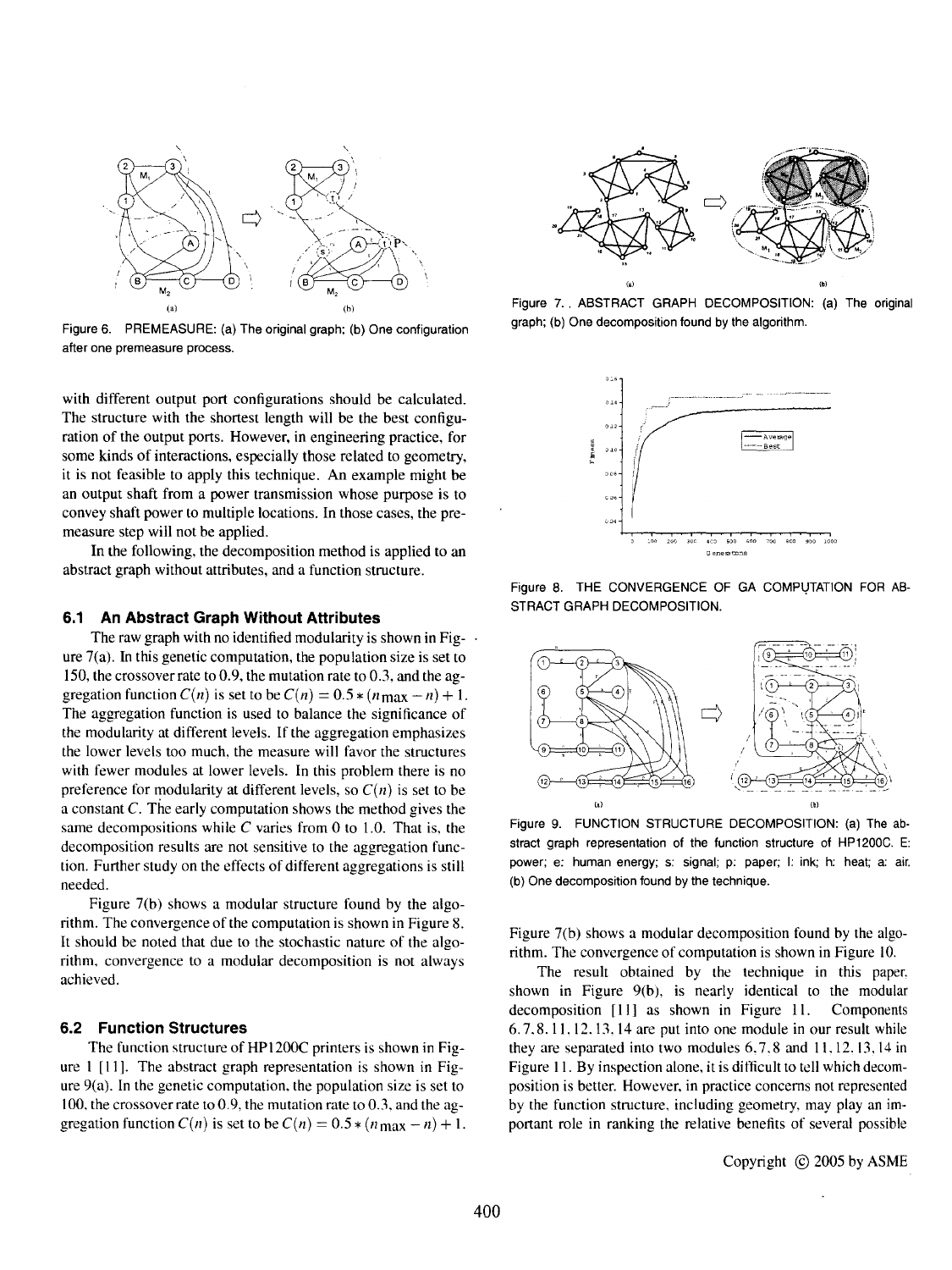Figure 6. PREMEASURE: (a) The original graph; (b) One configuration after one premeasure process.

with different output port configurations should be calculated. The structure with the shortest length will be the best configuration of the output ports. However, in engineering practice, for some kinds of interactions, especially those related to geometry, it is not feasible to apply this technique. An example might be an output shaft from a power transmission whose purpose is to convey shaft power to multiple locations. In those cases, the premeasure step will not be applied.

In the following, the decomposition method is applied to an abstract graph without attributes, and a function structure.

### 6.1 An Abstract Graph Without Attributes

The raw graph with no identified modularity is shown in Figure 7(a). In this genetic computation, the population size is set to 150, the crossover rate to 0.9, the mutation rate to 0.3, and the aggregation function $C(n)$ is set to be $C(n) = 0.5*(n_{\max} - n) + 1$. The aggregation function is used to balance the significance of the modularity at different levels. If the aggregation emphasizes the lower levels too much, the measure will favor the structures with fewer modules at lower levels. In this problem there is no preference for modularity at different levels, so $C(n)$ is set to be a constant $C$. The early computation shows the method gives the same decompositions while $C$ varies from 0 to 1.0. That is, the decomposition results are not sensitive to the aggregation function. Further study on the effects of different aggregations is still needed.

Figure 7(b) shows a modular structure found by the algorithm. The convergence of the computation is shown in Figure 8. It should be noted that due to the stochastic nature of the algorithm, convergence to a modular decomposition is not always achieved.

### 6.2 Function Structures

The function structure of HP1200C printers is shown in Figure 1 [11]. The abstract graph representation is shown in Figure 9(a). In the genetic computation, the population size is set to 100, the crossover rate to 0.9, the mutation rate to 0.3, and the aggregation function $C(n)$ is set to be $C(n) = 0.5*(n_{\max} - n) + 1$.

Figure 7. , ABSTRACT GRAPH DECOMPOSITION: (a) The original graph; (b) One decomposition found by the algorithm.

Figure 8. THE CONVERGENCE OF GA COMPUTATION FOR ABSTRACT GRAPH DECOMPOSITION.

Figure 9. FUNCTION STRUCTURE DECOMPOSITION: (a) The abstract graph representation of the function structure of HP1200C. E: power; e: human energy; s: signal; p: paper; I: ink; h: heat; a: air. (b) One decomposition found by the technique.

Figure 7(b) shows a modular decomposition found by the algorithm. The convergence of computation is shown in Figure 10.

The result obtained by the technique in this paper, shown in Figure 9(b), is nearly identical to the modular decomposition [11] as shown in Figure 11. Components 6, 7, 8, 11, 12, 13, 14 are put into one module in our result while they are separated into two modules 6, 7, 8 and 11, 12, 13, 14 in Figure 11. By inspection alone, it is difficult to tell which decomposition is better. However, in practice concerns not represented by the function structure, including geometry, may play an important role in ranking the relative benefits of several possible

Copyright © 2005 by ASME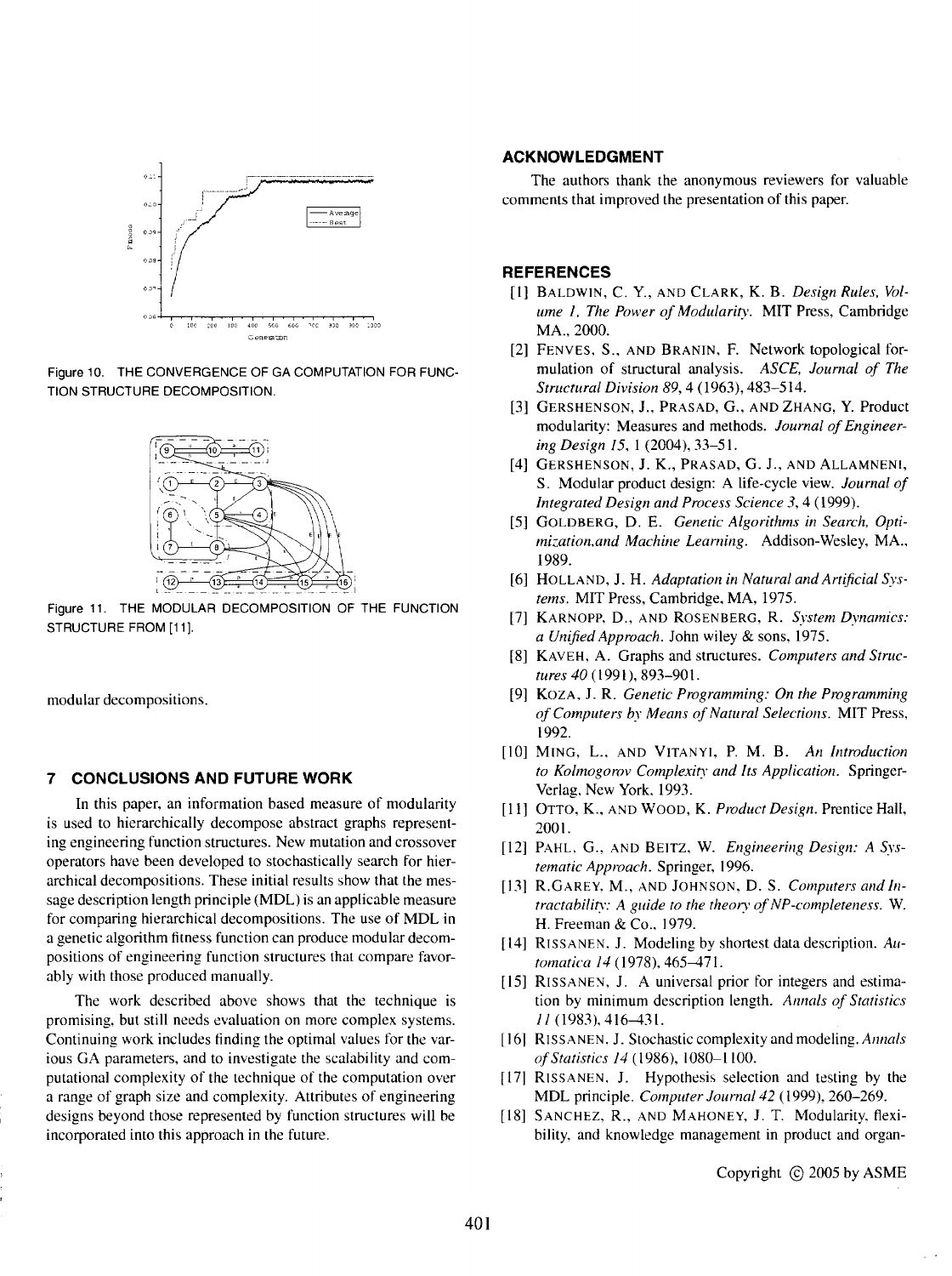Figure 10. THE CONVERGENCE OF GA COMPUTATION FOR FUNCTION STRUCTURE DECOMPOSITION.

Figure 11. THE MODULAR DECOMPOSITION OF THE FUNCTION STRUCTURE FROM [11].

modular decompositions.

## 7 CONCLUSIONS AND FUTURE WORK

In this paper, an information based measure of modularity is used to hierarchically decompose abstract graphs representing engineering function structures. New mutation and crossover operators have been developed to stochastically search for hierarchical decompositions. These initial results show that the message description length principle (MDL) is an applicable measure for comparing hierarchical decompositions. The use of MDL in a genetic algorithm fitness function can produce modular decompositions of engineering function structures that compare favorably with those produced manually.

The work described above shows that the technique is promising, but still needs evaluation on more complex systems. Continuing work includes finding the optimal values for the various GA parameters, and to investigate the scalability and computational complexity of the technique of the computation over a range of graph size and complexity. Attributes of engineering designs beyond those represented by function structures will be incorporated into this approach in the future.

## ACKNOWLEDGMENT

The authors thank the anonymous reviewers for valuable comments that improved the presentation of this paper.

## REFERENCES

[1] BALDWIN, C. Y., AND CLARK, K. B. *Design Rules, Volume 1, The Power of Modularity*. MIT Press, Cambridge MA., 2000.

[2] FENVES, S., AND BRANIN, F. Network topological formulation of structural analysis. *ASCE, Journal of The Structural Division 89*, 4 (1963), 483–514.

[3] GERSHENSON, J., PRASAD, G., AND ZHANG, Y. Product modularity: Measures and methods. *Journal of Engineering Design 15*, 1 (2004), 33–51.

[4] GERSHENSON, J. K., PRASAD, G. J., AND ALLAMNENI, S. Modular product design: A life-cycle view. *Journal of Integrated Design and Process Science 3*, 4 (1999).

[5] GOLDBERG, D. E. *Genetic Algorithms in Search, Optimization,and Machine Learning*. Addison-Wesley, MA., 1989.

[6] HOLLAND, J. H. *Adaptation in Natural and Artificial Systems*. MIT Press, Cambridge, MA, 1975.

[7] KARNOPP, D., AND ROSENBERG, R. *System Dynamics: a Unified Approach*. John wiley & sons, 1975.

[8] KAVEH, A. Graphs and structures. *Computers and Structures 40* (1991), 893–901.

[9] KOZA, J. R. *Genetic Programming: On the Programming of Computers by Means of Natural Selections*. MIT Press, 1992.

[10] MING, L., AND VITANYI, P. M. B. *An Introduction to Kolmogorov Complexity and Its Application*. Springer-Verlag, New York, 1993.

[11] OTTO, K., AND WOOD, K. *Product Design*. Prentice Hall, 2001.

[12] PAHL, G., AND BEITZ, W. *Engineering Design: A Systematic Approach*. Springer, 1996.

[13] R.GAREY, M., AND JOHNSON, D. S. *Computers and Intractability: A guide to the theory of NP-completeness*. W. H. Freeman & Co., 1979.

[14] RISSANEN, J. Modeling by shortest data description. *Automatica 14* (1978), 465–471.

[15] RISSANEN, J. A universal prior for integers and estimation by minimum description length. *Annals of Statistics 11* (1983), 416–431.

[16] RISSANEN, J. Stochastic complexity and modeling. *Annals of Statistics 14* (1986), 1080–1100.

[17] RISSANEN, J. Hypothesis selection and testing by the MDL principle. *Computer Journal 42* (1999), 260–269.

[18] SANCHEZ, R., AND MAHONEY, J. T. Modularity, flexibility, and knowledge management in product and organ-

Copyright © 2005 by ASME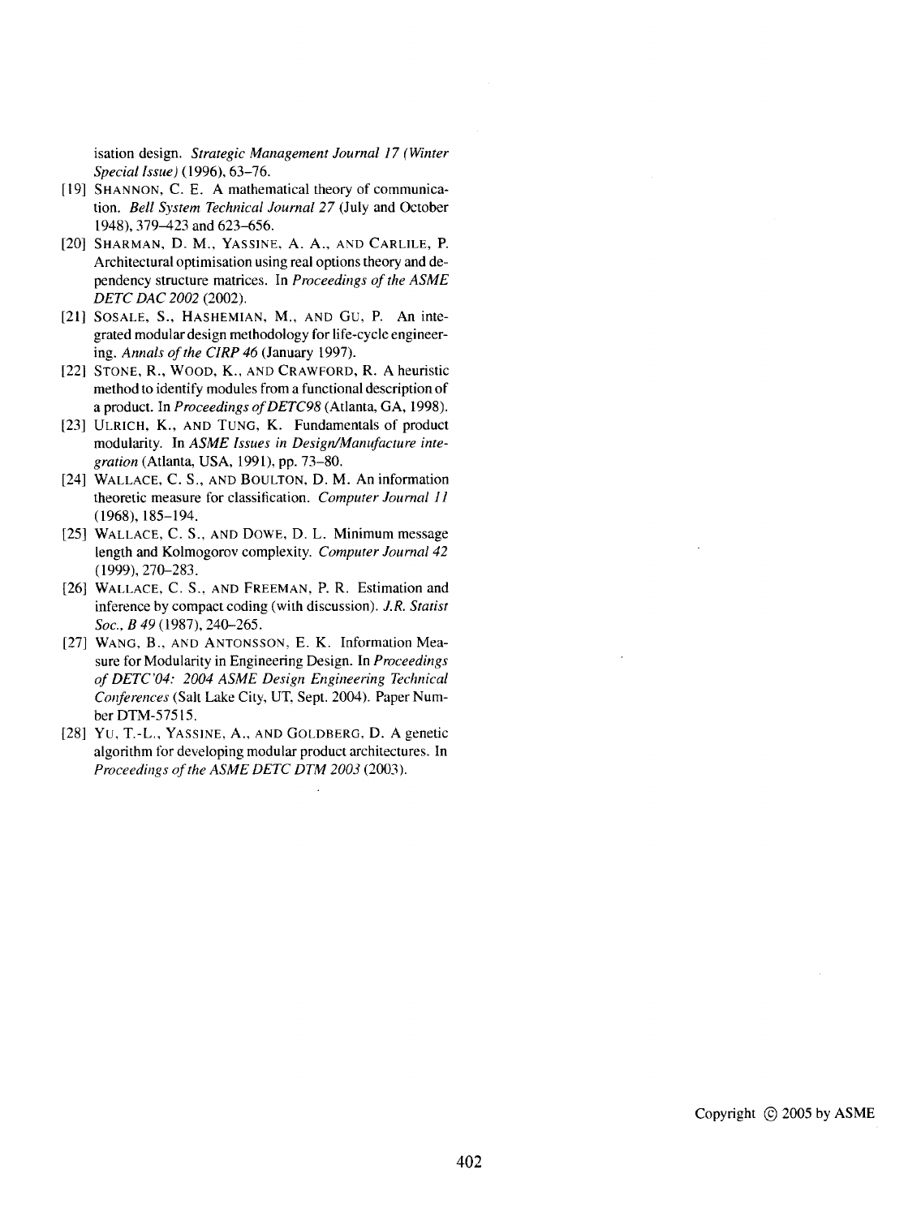isation design. *Strategic Management Journal 17 (Winter Special Issue)* (1996), 63–76.

[19] SHANNON, C. E. A mathematical theory of communication. *Bell System Technical Journal 27* (July and October 1948), 379–423 and 623–656.

[20] SHARMAN, D. M., YASSINE, A. A., AND CARLILE, P. Architectural optimisation using real options theory and dependency structure matrices. In *Proceedings of the ASME DETC DAC 2002* (2002).

[21] SOSALE, S., HASHEMIAN, M., AND GU, P. An integrated modular design methodology for life-cycle engineering. *Annals of the CIRP 46* (January 1997).

[22] STONE, R., WOOD, K., AND CRAWFORD, R. A heuristic method to identify modules from a functional description of a product. In *Proceedings of DETC98* (Atlanta, GA, 1998).

[23] ULRICH, K., AND TUNG, K. Fundamentals of product modularity. In *ASME Issues in Design/Manufacture integration* (Atlanta, USA, 1991), pp. 73–80.

[24] WALLACE, C. S., AND BOULTON, D. M. An information theoretic measure for classification. *Computer Journal 11* (1968), 185–194.

[25] WALLACE, C. S., AND DOWE, D. L. Minimum message length and Kolmogorov complexity. *Computer Journal 42* (1999), 270–283.

[26] WALLACE, C. S., AND FREEMAN, P. R. Estimation and inference by compact coding (with discussion). *J.R. Statist Soc., B 49* (1987), 240–265.

[27] WANG, B., AND ANTONSSON, E. K. Information Measure for Modularity in Engineering Design. In *Proceedings of DETC'04: 2004 ASME Design Engineering Technical Conferences* (Salt Lake City, UT, Sept. 2004). Paper Number DTM-57515.

[28] YU, T.-L., YASSINE, A., AND GOLDBERG, D. A genetic algorithm for developing modular product architectures. In *Proceedings of the ASME DETC DTM 2003* (2003).

Copyright © 2005 by ASME